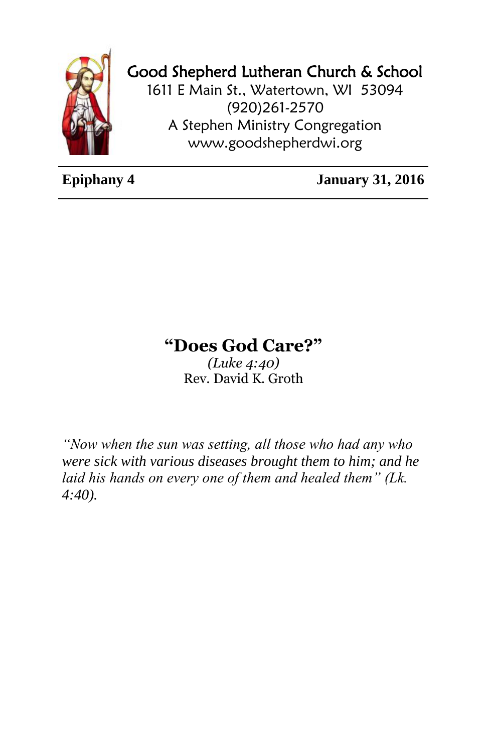# Good Shepherd Lutheran Church & School

1611 E Main St., Watertown, WI 53094
(920)261-2570
A Stephen Ministry Congregation
www.goodshepherdwi.org

---

**Epiphany 4** **January 31, 2016**

---

## "Does God Care?"

*(Luke 4:40)*
Rev. David K. Groth

*"Now when the sun was setting, all those who had any who were sick with various diseases brought them to him; and he laid his hands on every one of them and healed them" (Lk. 4:40).*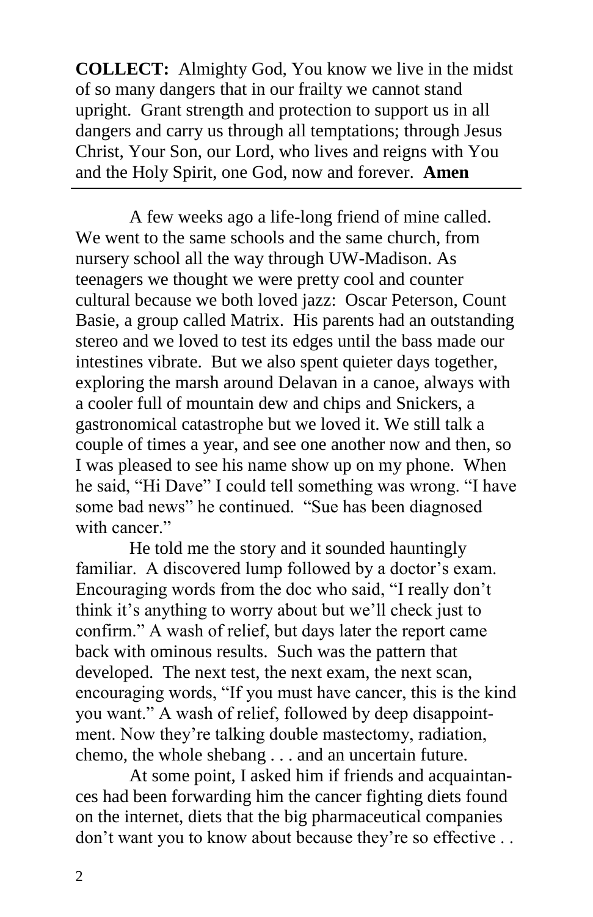**COLLECT:** Almighty God, You know we live in the midst of so many dangers that in our frailty we cannot stand upright. Grant strength and protection to support us in all dangers and carry us through all temptations; through Jesus Christ, Your Son, our Lord, who lives and reigns with You and the Holy Spirit, one God, now and forever. **Amen**

---

A few weeks ago a life-long friend of mine called. We went to the same schools and the same church, from nursery school all the way through UW-Madison. As teenagers we thought we were pretty cool and counter cultural because we both loved jazz: Oscar Peterson, Count Basie, a group called Matrix. His parents had an outstanding stereo and we loved to test its edges until the bass made our intestines vibrate. But we also spent quieter days together, exploring the marsh around Delavan in a canoe, always with a cooler full of mountain dew and chips and Snickers, a gastronomical catastrophe but we loved it. We still talk a couple of times a year, and see one another now and then, so I was pleased to see his name show up on my phone. When he said, "Hi Dave" I could tell something was wrong. "I have some bad news" he continued. "Sue has been diagnosed with cancer."

He told me the story and it sounded hauntingly familiar. A discovered lump followed by a doctor's exam. Encouraging words from the doc who said, "I really don't think it's anything to worry about but we'll check just to confirm." A wash of relief, but days later the report came back with ominous results. Such was the pattern that developed. The next test, the next exam, the next scan, encouraging words, "If you must have cancer, this is the kind you want." A wash of relief, followed by deep disappointment. Now they're talking double mastectomy, radiation, chemo, the whole shebang . . . and an uncertain future.

At some point, I asked him if friends and acquaintances had been forwarding him the cancer fighting diets found on the internet, diets that the big pharmaceutical companies don't want you to know about because they're so effective . .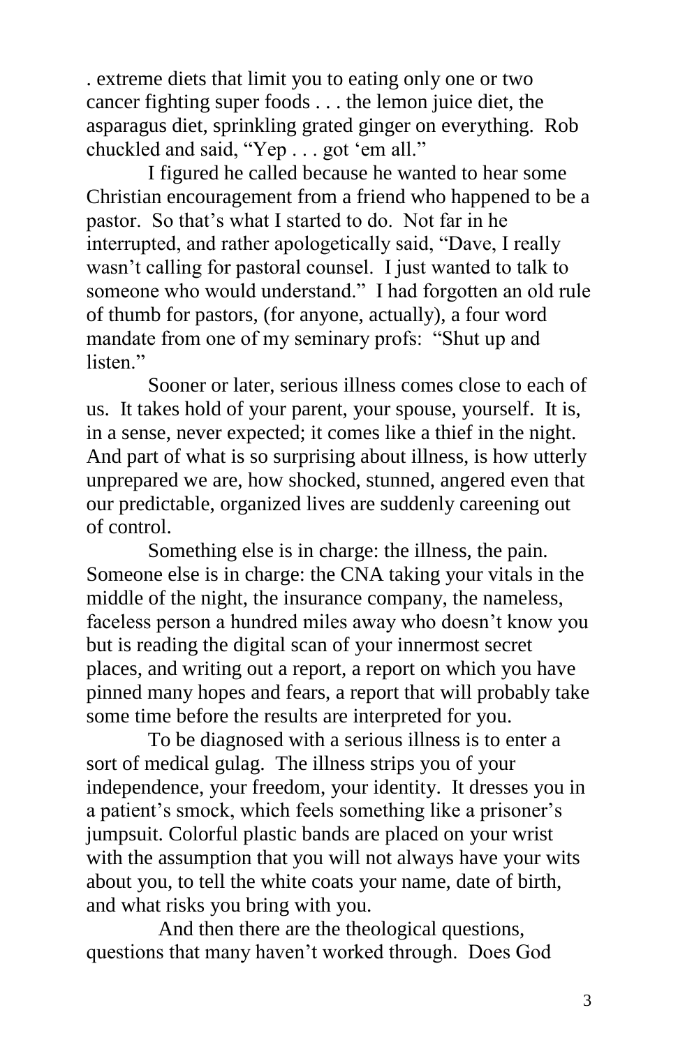. extreme diets that limit you to eating only one or two cancer fighting super foods . . . the lemon juice diet, the asparagus diet, sprinkling grated ginger on everything. Rob chuckled and said, "Yep . . . got 'em all."

I figured he called because he wanted to hear some Christian encouragement from a friend who happened to be a pastor. So that's what I started to do. Not far in he interrupted, and rather apologetically said, "Dave, I really wasn't calling for pastoral counsel. I just wanted to talk to someone who would understand." I had forgotten an old rule of thumb for pastors, (for anyone, actually), a four word mandate from one of my seminary profs: "Shut up and listen."

Sooner or later, serious illness comes close to each of us. It takes hold of your parent, your spouse, yourself. It is, in a sense, never expected; it comes like a thief in the night. And part of what is so surprising about illness, is how utterly unprepared we are, how shocked, stunned, angered even that our predictable, organized lives are suddenly careening out of control.

Something else is in charge: the illness, the pain. Someone else is in charge: the CNA taking your vitals in the middle of the night, the insurance company, the nameless, faceless person a hundred miles away who doesn't know you but is reading the digital scan of your innermost secret places, and writing out a report, a report on which you have pinned many hopes and fears, a report that will probably take some time before the results are interpreted for you.

To be diagnosed with a serious illness is to enter a sort of medical gulag. The illness strips you of your independence, your freedom, your identity. It dresses you in a patient's smock, which feels something like a prisoner's jumpsuit. Colorful plastic bands are placed on your wrist with the assumption that you will not always have your wits about you, to tell the white coats your name, date of birth, and what risks you bring with you.

And then there are the theological questions, questions that many haven't worked through. Does God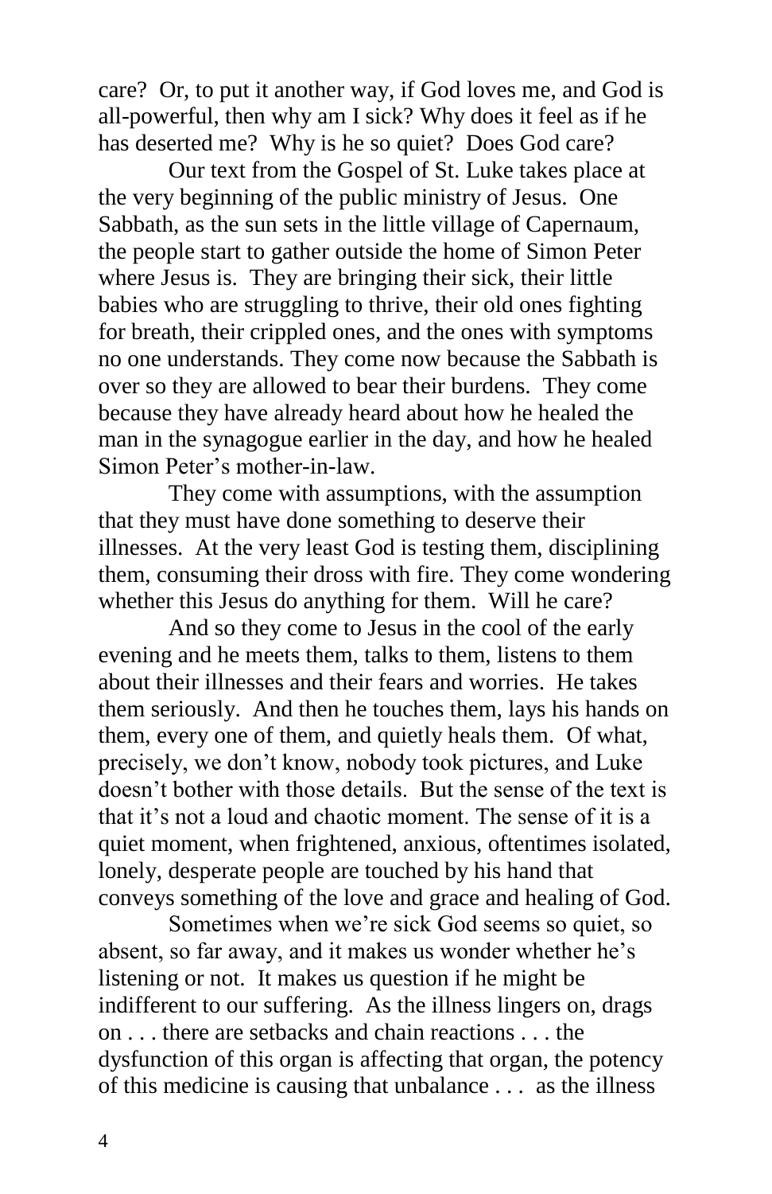care? Or, to put it another way, if God loves me, and God is all-powerful, then why am I sick? Why does it feel as if he has deserted me? Why is he so quiet? Does God care?

Our text from the Gospel of St. Luke takes place at the very beginning of the public ministry of Jesus. One Sabbath, as the sun sets in the little village of Capernaum, the people start to gather outside the home of Simon Peter where Jesus is. They are bringing their sick, their little babies who are struggling to thrive, their old ones fighting for breath, their crippled ones, and the ones with symptoms no one understands. They come now because the Sabbath is over so they are allowed to bear their burdens. They come because they have already heard about how he healed the man in the synagogue earlier in the day, and how he healed Simon Peter's mother-in-law.

They come with assumptions, with the assumption that they must have done something to deserve their illnesses. At the very least God is testing them, disciplining them, consuming their dross with fire. They come wondering whether this Jesus do anything for them. Will he care?

And so they come to Jesus in the cool of the early evening and he meets them, talks to them, listens to them about their illnesses and their fears and worries. He takes them seriously. And then he touches them, lays his hands on them, every one of them, and quietly heals them. Of what, precisely, we don't know, nobody took pictures, and Luke doesn't bother with those details. But the sense of the text is that it's not a loud and chaotic moment. The sense of it is a quiet moment, when frightened, anxious, oftentimes isolated, lonely, desperate people are touched by his hand that conveys something of the love and grace and healing of God.

Sometimes when we're sick God seems so quiet, so absent, so far away, and it makes us wonder whether he's listening or not. It makes us question if he might be indifferent to our suffering. As the illness lingers on, drags on . . . there are setbacks and chain reactions . . . the dysfunction of this organ is affecting that organ, the potency of this medicine is causing that unbalance . . . as the illness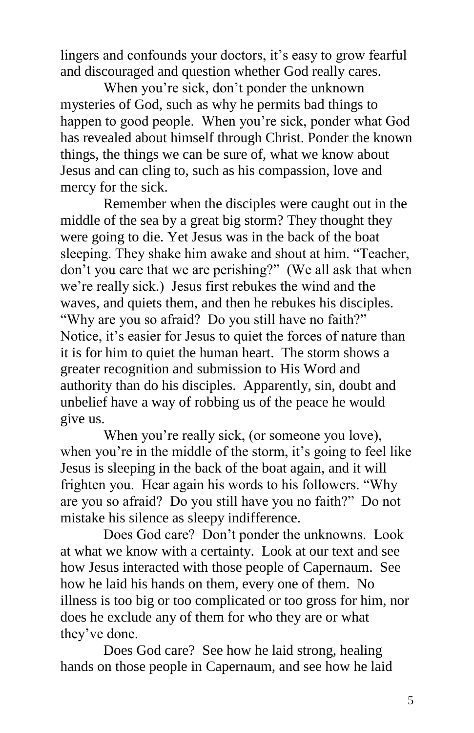lingers and confounds your doctors, it's easy to grow fearful and discouraged and question whether God really cares.

When you're sick, don't ponder the unknown mysteries of God, such as why he permits bad things to happen to good people. When you're sick, ponder what God has revealed about himself through Christ. Ponder the known things, the things we can be sure of, what we know about Jesus and can cling to, such as his compassion, love and mercy for the sick.

Remember when the disciples were caught out in the middle of the sea by a great big storm? They thought they were going to die. Yet Jesus was in the back of the boat sleeping. They shake him awake and shout at him. "Teacher, don't you care that we are perishing?" (We all ask that when we're really sick.) Jesus first rebukes the wind and the waves, and quiets them, and then he rebukes his disciples. "Why are you so afraid? Do you still have no faith?" Notice, it's easier for Jesus to quiet the forces of nature than it is for him to quiet the human heart. The storm shows a greater recognition and submission to His Word and authority than do his disciples. Apparently, sin, doubt and unbelief have a way of robbing us of the peace he would give us.

When you're really sick, (or someone you love), when you're in the middle of the storm, it's going to feel like Jesus is sleeping in the back of the boat again, and it will frighten you. Hear again his words to his followers. "Why are you so afraid? Do you still have you no faith?" Do not mistake his silence as sleepy indifference.

Does God care? Don't ponder the unknowns. Look at what we know with a certainty. Look at our text and see how Jesus interacted with those people of Capernaum. See how he laid his hands on them, every one of them. No illness is too big or too complicated or too gross for him, nor does he exclude any of them for who they are or what they've done.

Does God care? See how he laid strong, healing hands on those people in Capernaum, and see how he laid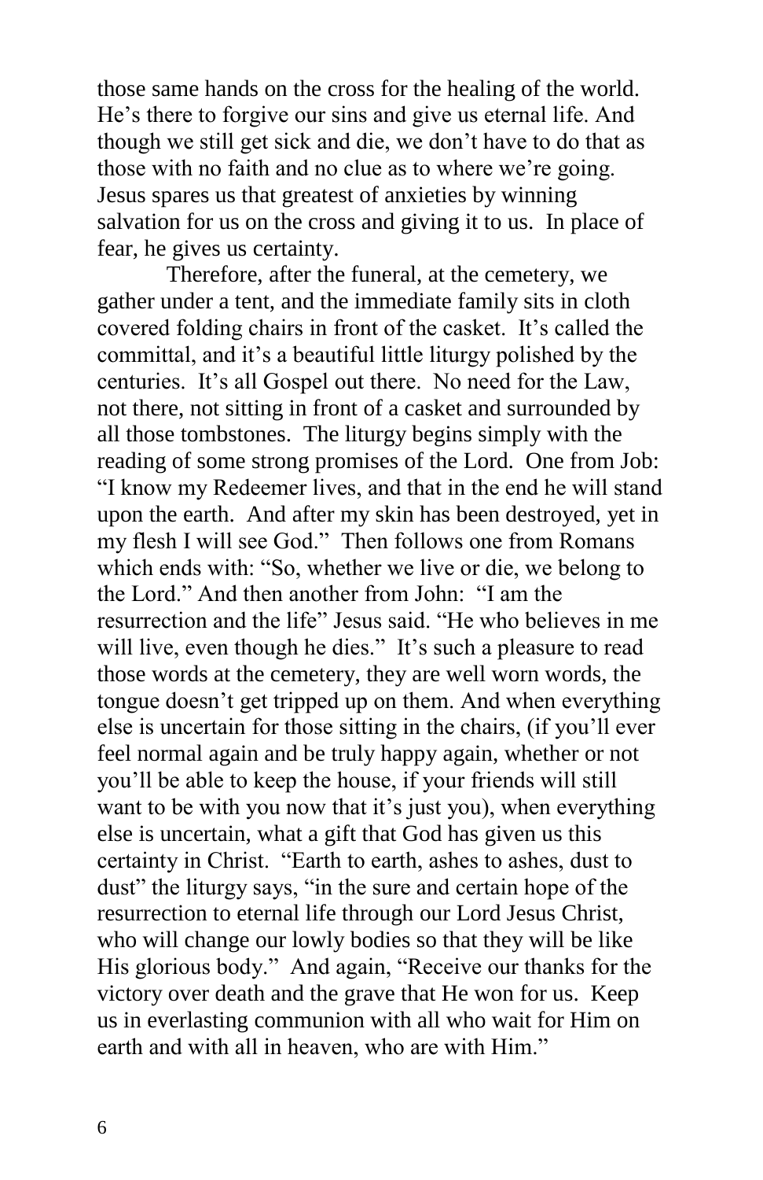those same hands on the cross for the healing of the world. He's there to forgive our sins and give us eternal life. And though we still get sick and die, we don't have to do that as those with no faith and no clue as to where we're going. Jesus spares us that greatest of anxieties by winning salvation for us on the cross and giving it to us. In place of fear, he gives us certainty.

Therefore, after the funeral, at the cemetery, we gather under a tent, and the immediate family sits in cloth covered folding chairs in front of the casket. It's called the committal, and it's a beautiful little liturgy polished by the centuries. It's all Gospel out there. No need for the Law, not there, not sitting in front of a casket and surrounded by all those tombstones. The liturgy begins simply with the reading of some strong promises of the Lord. One from Job: "I know my Redeemer lives, and that in the end he will stand upon the earth. And after my skin has been destroyed, yet in my flesh I will see God." Then follows one from Romans which ends with: "So, whether we live or die, we belong to the Lord." And then another from John: "I am the resurrection and the life" Jesus said. "He who believes in me will live, even though he dies." It's such a pleasure to read those words at the cemetery, they are well worn words, the tongue doesn't get tripped up on them. And when everything else is uncertain for those sitting in the chairs, (if you'll ever feel normal again and be truly happy again, whether or not you'll be able to keep the house, if your friends will still want to be with you now that it's just you), when everything else is uncertain, what a gift that God has given us this certainty in Christ. "Earth to earth, ashes to ashes, dust to dust" the liturgy says, "in the sure and certain hope of the resurrection to eternal life through our Lord Jesus Christ, who will change our lowly bodies so that they will be like His glorious body." And again, "Receive our thanks for the victory over death and the grave that He won for us. Keep us in everlasting communion with all who wait for Him on earth and with all in heaven, who are with Him."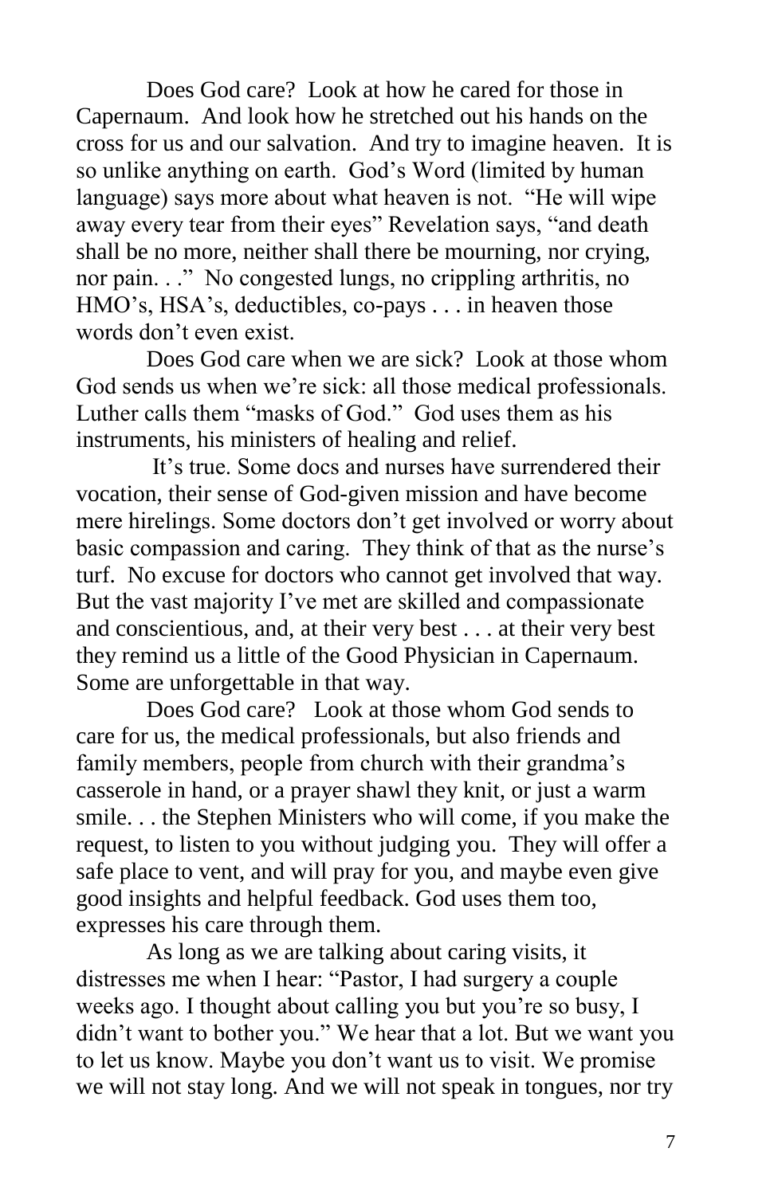Does God care? Look at how he cared for those in Capernaum. And look how he stretched out his hands on the cross for us and our salvation. And try to imagine heaven. It is so unlike anything on earth. God's Word (limited by human language) says more about what heaven is not. "He will wipe away every tear from their eyes" Revelation says, "and death shall be no more, neither shall there be mourning, nor crying, nor pain. . ." No congested lungs, no crippling arthritis, no HMO's, HSA's, deductibles, co-pays . . . in heaven those words don't even exist.

Does God care when we are sick? Look at those whom God sends us when we're sick: all those medical professionals. Luther calls them "masks of God." God uses them as his instruments, his ministers of healing and relief.

It's true. Some docs and nurses have surrendered their vocation, their sense of God-given mission and have become mere hirelings. Some doctors don't get involved or worry about basic compassion and caring. They think of that as the nurse's turf. No excuse for doctors who cannot get involved that way. But the vast majority I've met are skilled and compassionate and conscientious, and, at their very best . . . at their very best they remind us a little of the Good Physician in Capernaum. Some are unforgettable in that way.

Does God care? Look at those whom God sends to care for us, the medical professionals, but also friends and family members, people from church with their grandma's casserole in hand, or a prayer shawl they knit, or just a warm smile. . . the Stephen Ministers who will come, if you make the request, to listen to you without judging you. They will offer a safe place to vent, and will pray for you, and maybe even give good insights and helpful feedback. God uses them too, expresses his care through them.

As long as we are talking about caring visits, it distresses me when I hear: "Pastor, I had surgery a couple weeks ago. I thought about calling you but you're so busy, I didn't want to bother you." We hear that a lot. But we want you to let us know. Maybe you don't want us to visit. We promise we will not stay long. And we will not speak in tongues, nor try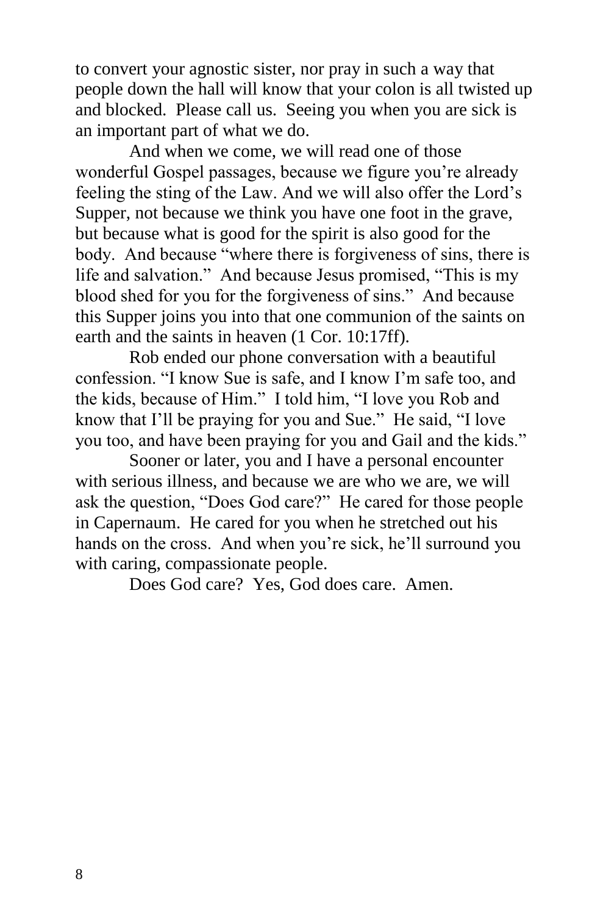to convert your agnostic sister, nor pray in such a way that people down the hall will know that your colon is all twisted up and blocked. Please call us. Seeing you when you are sick is an important part of what we do.

And when we come, we will read one of those wonderful Gospel passages, because we figure you're already feeling the sting of the Law. And we will also offer the Lord's Supper, not because we think you have one foot in the grave, but because what is good for the spirit is also good for the body. And because "where there is forgiveness of sins, there is life and salvation." And because Jesus promised, "This is my blood shed for you for the forgiveness of sins." And because this Supper joins you into that one communion of the saints on earth and the saints in heaven (1 Cor. 10:17ff).

Rob ended our phone conversation with a beautiful confession. "I know Sue is safe, and I know I'm safe too, and the kids, because of Him." I told him, "I love you Rob and know that I'll be praying for you and Sue." He said, "I love you too, and have been praying for you and Gail and the kids."

Sooner or later, you and I have a personal encounter with serious illness, and because we are who we are, we will ask the question, "Does God care?" He cared for those people in Capernaum. He cared for you when he stretched out his hands on the cross. And when you're sick, he'll surround you with caring, compassionate people.

Does God care? Yes, God does care. Amen.